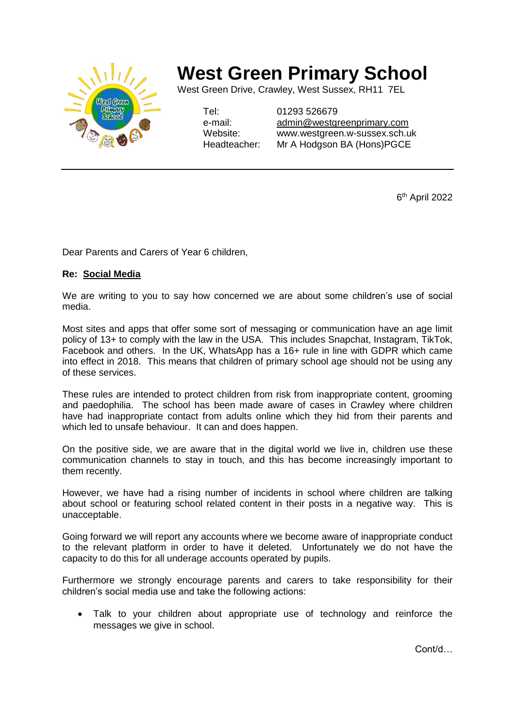# West Green Primary School

West Green Drive, Crawley, West Sussex, RH11 7EL

| | |
|---|---|
| Tel: | 01293 526679 |
| e-mail: | admin@westgreenprimary.com |
| Website: | www.westgreen.w-sussex.sch.uk |
| Headteacher: | Mr A Hodgson BA (Hons)PGCE |

---

6th April 2022

Dear Parents and Carers of Year 6 children,

**Re: Social Media**

We are writing to you to say how concerned we are about some children's use of social media.

Most sites and apps that offer some sort of messaging or communication have an age limit policy of 13+ to comply with the law in the USA. This includes Snapchat, Instagram, TikTok, Facebook and others. In the UK, WhatsApp has a 16+ rule in line with GDPR which came into effect in 2018. This means that children of primary school age should not be using any of these services.

These rules are intended to protect children from risk from inappropriate content, grooming and paedophilia. The school has been made aware of cases in Crawley where children have had inappropriate contact from adults online which they hid from their parents and which led to unsafe behaviour. It can and does happen.

On the positive side, we are aware that in the digital world we live in, children use these communication channels to stay in touch, and this has become increasingly important to them recently.

However, we have had a rising number of incidents in school where children are talking about school or featuring school related content in their posts in a negative way. This is unacceptable.

Going forward we will report any accounts where we become aware of inappropriate conduct to the relevant platform in order to have it deleted. Unfortunately we do not have the capacity to do this for all underage accounts operated by pupils.

Furthermore we strongly encourage parents and carers to take responsibility for their children's social media use and take the following actions:

- Talk to your children about appropriate use of technology and reinforce the messages we give in school.

Cont/d…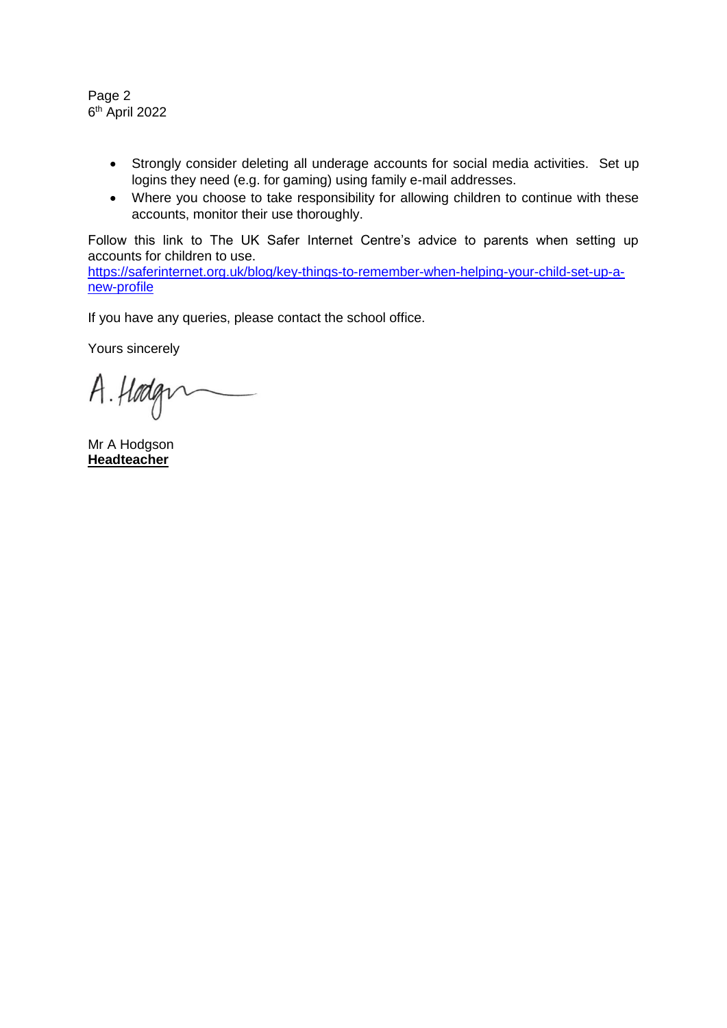- Strongly consider deleting all underage accounts for social media activities. Set up logins they need (e.g. for gaming) using family e-mail addresses.
- Where you choose to take responsibility for allowing children to continue with these accounts, monitor their use thoroughly.

Follow this link to The UK Safer Internet Centre's advice to parents when setting up accounts for children to use.
[https://saferinternet.org.uk/blog/key-things-to-remember-when-helping-your-child-set-up-a-new-profile](https://saferinternet.org.uk/blog/key-things-to-remember-when-helping-your-child-set-up-a-new-profile)

If you have any queries, please contact the school office.

Yours sincerely

A. Hodgson

Mr A Hodgson
**Headteacher**